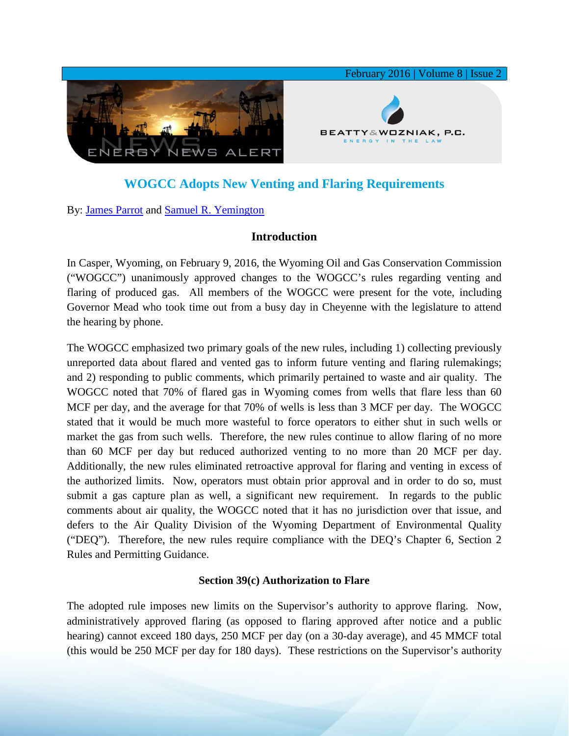# WOGCC Adopts New Venting and Flaring Requirements

By: James Parrot and Samuel R. Yemington

## Introduction

In Casper, Wyoming, on February 9, 2016, the Wyoming Oil and Gas Conservation Commission ("WOGCC") unanimously approved changes to the WOGCC's rules regarding venting and flaring of produced gas. All members of the WOGCC were present for the vote, including Governor Mead who took time out from a busy day in Cheyenne with the legislature to attend the hearing by phone.

The WOGCC emphasized two primary goals of the new rules, including 1) collecting previously unreported data about flared and vented gas to inform future venting and flaring rulemakings; and 2) responding to public comments, which primarily pertained to waste and air quality. The WOGCC noted that 70% of flared gas in Wyoming comes from wells that flare less than 60 MCF per day, and the average for that 70% of wells is less than 3 MCF per day. The WOGCC stated that it would be much more wasteful to force operators to either shut in such wells or market the gas from such wells. Therefore, the new rules continue to allow flaring of no more than 60 MCF per day but reduced authorized venting to no more than 20 MCF per day. Additionally, the new rules eliminated retroactive approval for flaring and venting in excess of the authorized limits. Now, operators must obtain prior approval and in order to do so, must submit a gas capture plan as well, a significant new requirement. In regards to the public comments about air quality, the WOGCC noted that it has no jurisdiction over that issue, and defers to the Air Quality Division of the Wyoming Department of Environmental Quality ("DEQ"). Therefore, the new rules require compliance with the DEQ's Chapter 6, Section 2 Rules and Permitting Guidance.

### Section 39(c) Authorization to Flare

The adopted rule imposes new limits on the Supervisor's authority to approve flaring. Now, administratively approved flaring (as opposed to flaring approved after notice and a public hearing) cannot exceed 180 days, 250 MCF per day (on a 30-day average), and 45 MMCF total (this would be 250 MCF per day for 180 days). These restrictions on the Supervisor's authority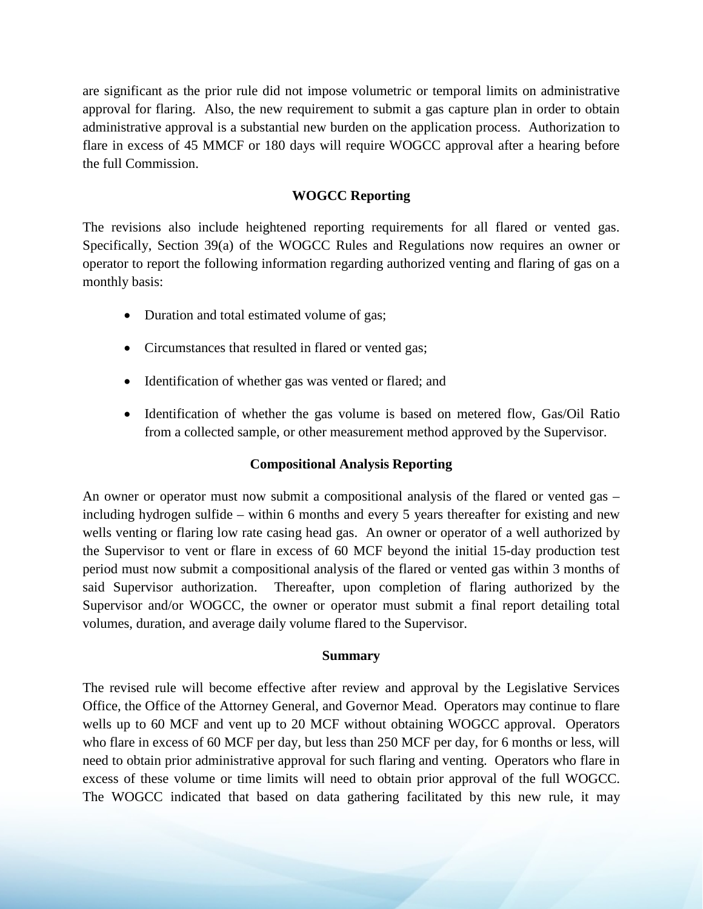are significant as the prior rule did not impose volumetric or temporal limits on administrative approval for flaring. Also, the new requirement to submit a gas capture plan in order to obtain administrative approval is a substantial new burden on the application process. Authorization to flare in excess of 45 MMCF or 180 days will require WOGCC approval after a hearing before the full Commission.

**WOGCC Reporting**

The revisions also include heightened reporting requirements for all flared or vented gas. Specifically, Section 39(a) of the WOGCC Rules and Regulations now requires an owner or operator to report the following information regarding authorized venting and flaring of gas on a monthly basis:

- Duration and total estimated volume of gas;
- Circumstances that resulted in flared or vented gas;
- Identification of whether gas was vented or flared; and
- Identification of whether the gas volume is based on metered flow, Gas/Oil Ratio from a collected sample, or other measurement method approved by the Supervisor.

**Compositional Analysis Reporting**

An owner or operator must now submit a compositional analysis of the flared or vented gas – including hydrogen sulfide – within 6 months and every 5 years thereafter for existing and new wells venting or flaring low rate casing head gas. An owner or operator of a well authorized by the Supervisor to vent or flare in excess of 60 MCF beyond the initial 15-day production test period must now submit a compositional analysis of the flared or vented gas within 3 months of said Supervisor authorization. Thereafter, upon completion of flaring authorized by the Supervisor and/or WOGCC, the owner or operator must submit a final report detailing total volumes, duration, and average daily volume flared to the Supervisor.

**Summary**

The revised rule will become effective after review and approval by the Legislative Services Office, the Office of the Attorney General, and Governor Mead. Operators may continue to flare wells up to 60 MCF and vent up to 20 MCF without obtaining WOGCC approval. Operators who flare in excess of 60 MCF per day, but less than 250 MCF per day, for 6 months or less, will need to obtain prior administrative approval for such flaring and venting. Operators who flare in excess of these volume or time limits will need to obtain prior approval of the full WOGCC. The WOGCC indicated that based on data gathering facilitated by this new rule, it may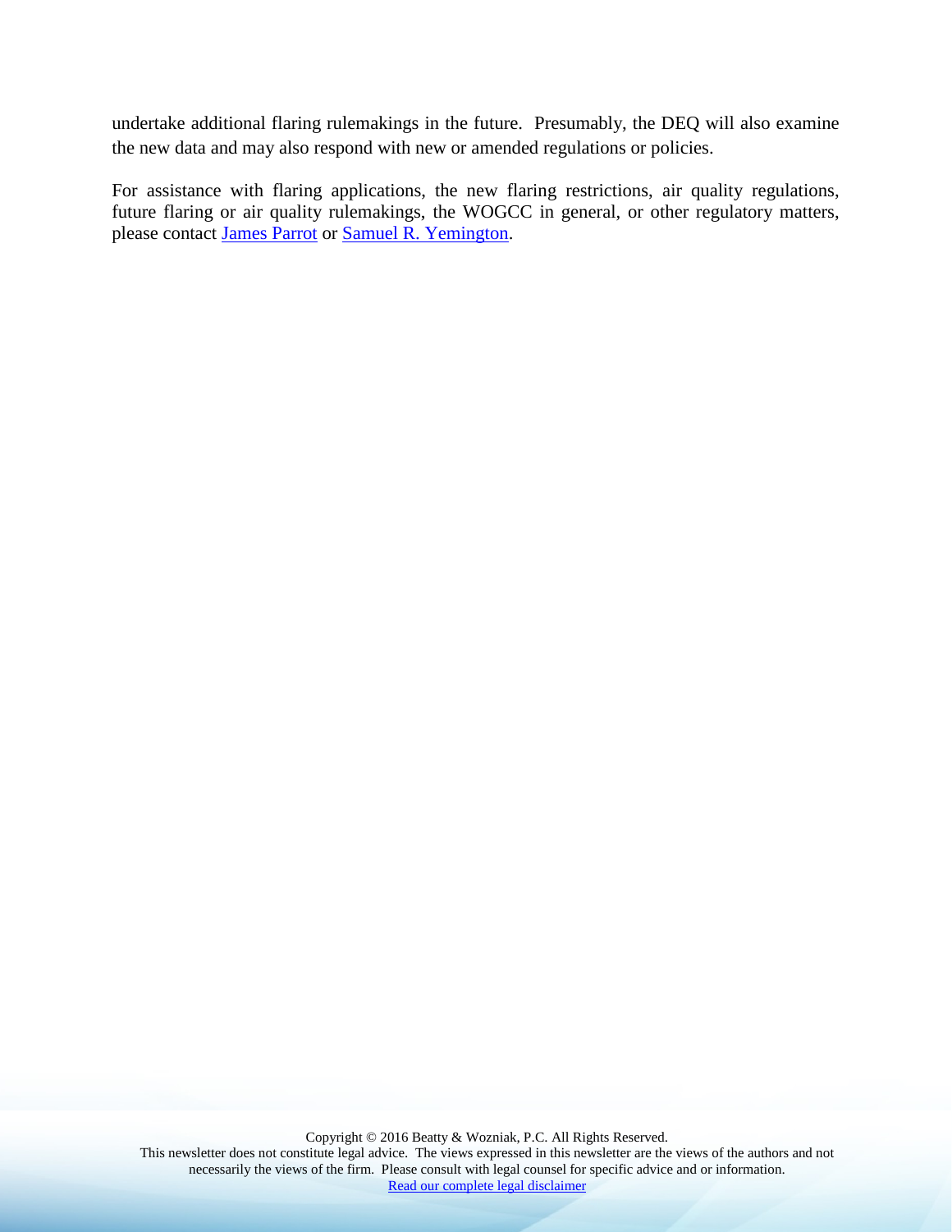undertake additional flaring rulemakings in the future. Presumably, the DEQ will also examine the new data and may also respond with new or amended regulations or policies.

For assistance with flaring applications, the new flaring restrictions, air quality regulations, future flaring or air quality rulemakings, the WOGCC in general, or other regulatory matters, please contact James Parrot or Samuel R. Yemington.

Copyright © 2016 Beatty & Wozniak, P.C. All Rights Reserved.
This newsletter does not constitute legal advice. The views expressed in this newsletter are the views of the authors and not necessarily the views of the firm. Please consult with legal counsel for specific advice and or information.
Read our complete legal disclaimer